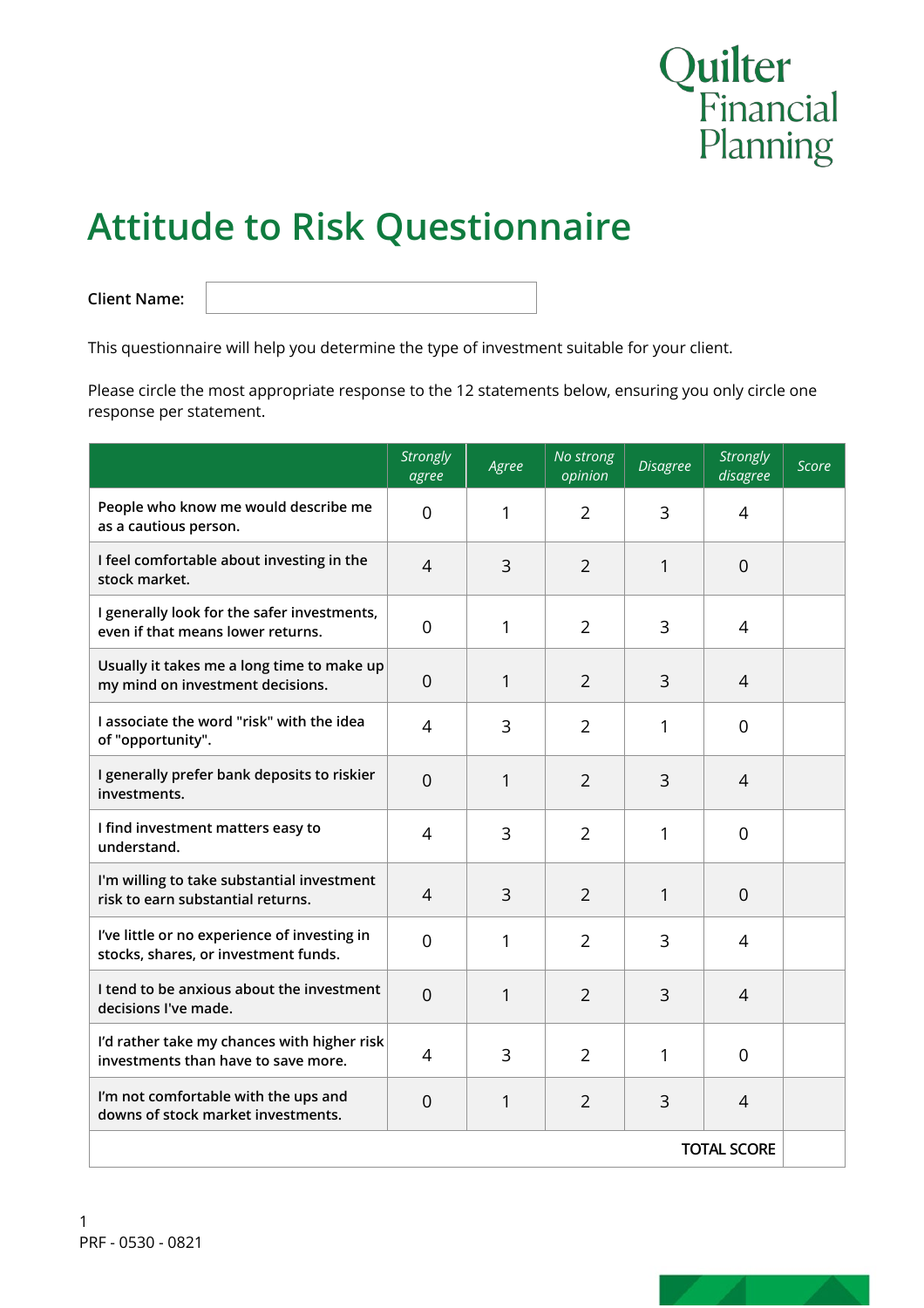Quilter Financial Planning

# Attitude to Risk Questionnaire

**Client Name:**

This questionnaire will help you determine the type of investment suitable for your client.

Please circle the most appropriate response to the 12 statements below, ensuring you only circle one response per statement.

| | *Strongly agree* | *Agree* | *No strong opinion* | *Disagree* | *Strongly disagree* | *Score* |
|---|---|---|---|---|---|---|
| People who know me would describe me as a cautious person. | 0 | 1 | 2 | 3 | 4 | |
| I feel comfortable about investing in the stock market. | 4 | 3 | 2 | 1 | 0 | |
| I generally look for the safer investments, even if that means lower returns. | 0 | 1 | 2 | 3 | 4 | |
| Usually it takes me a long time to make up my mind on investment decisions. | 0 | 1 | 2 | 3 | 4 | |
| I associate the word "risk" with the idea of "opportunity". | 4 | 3 | 2 | 1 | 0 | |
| I generally prefer bank deposits to riskier investments. | 0 | 1 | 2 | 3 | 4 | |
| I find investment matters easy to understand. | 4 | 3 | 2 | 1 | 0 | |
| I'm willing to take substantial investment risk to earn substantial returns. | 4 | 3 | 2 | 1 | 0 | |
| I've little or no experience of investing in stocks, shares, or investment funds. | 0 | 1 | 2 | 3 | 4 | |
| I tend to be anxious about the investment decisions I've made. | 0 | 1 | 2 | 3 | 4 | |
| I'd rather take my chances with higher risk investments than have to save more. | 4 | 3 | 2 | 1 | 0 | |
| I'm not comfortable with the ups and downs of stock market investments. | 0 | 1 | 2 | 3 | 4 | |
| | | | | | TOTAL SCORE | |

PRF - 0530 - 0821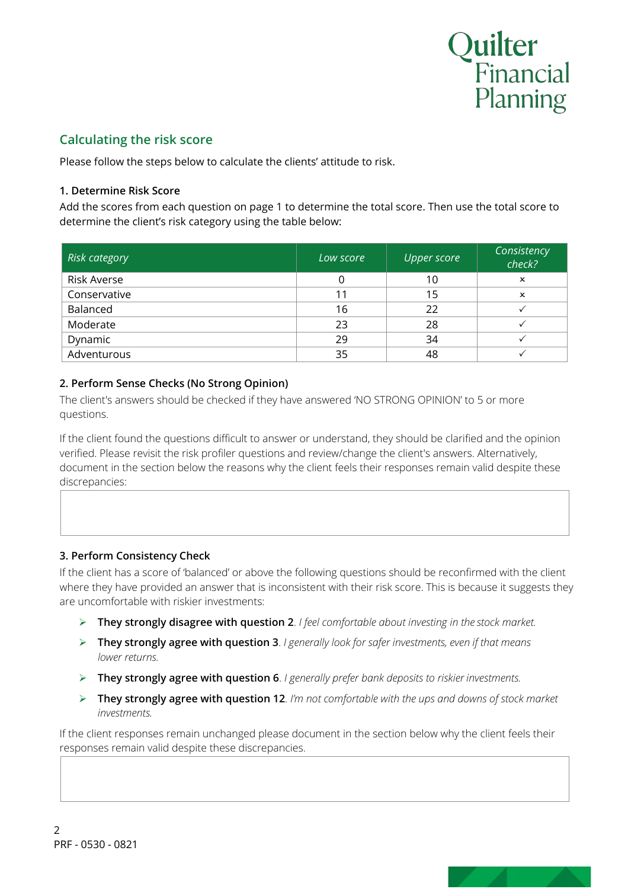## Calculating the risk score

Please follow the steps below to calculate the clients' attitude to risk.

### 1. Determine Risk Score

Add the scores from each question on page 1 to determine the total score. Then use the total score to determine the client's risk category using the table below:

| *Risk category* | *Low score* | *Upper score* | *Consistency check?* |
|---|---|---|---|
| Risk Averse | 0 | 10 | × |
| Conservative | 11 | 15 | × |
| Balanced | 16 | 22 | ✓ |
| Moderate | 23 | 28 | ✓ |
| Dynamic | 29 | 34 | ✓ |
| Adventurous | 35 | 48 | ✓ |

### 2. Perform Sense Checks (No Strong Opinion)

The client's answers should be checked if they have answered 'NO STRONG OPINION' to 5 or more questions.

If the client found the questions difficult to answer or understand, they should be clarified and the opinion verified. Please revisit the risk profiler questions and review/change the client's answers. Alternatively, document in the section below the reasons why the client feels their responses remain valid despite these discrepancies:

### 3. Perform Consistency Check

If the client has a score of 'balanced' or above the following questions should be reconfirmed with the client where they have provided an answer that is inconsistent with their risk score. This is because it suggests they are uncomfortable with riskier investments:

- **They strongly disagree with question 2**. *I feel comfortable about investing in the stock market.*
- **They strongly agree with question 3**. *I generally look for safer investments, even if that means lower returns.*
- **They strongly agree with question 6**. *I generally prefer bank deposits to riskier investments.*
- **They strongly agree with question 12**. *I'm not comfortable with the ups and downs of stock market investments.*

If the client responses remain unchanged please document in the section below why the client feels their responses remain valid despite these discrepancies.

PRF - 0530 - 0821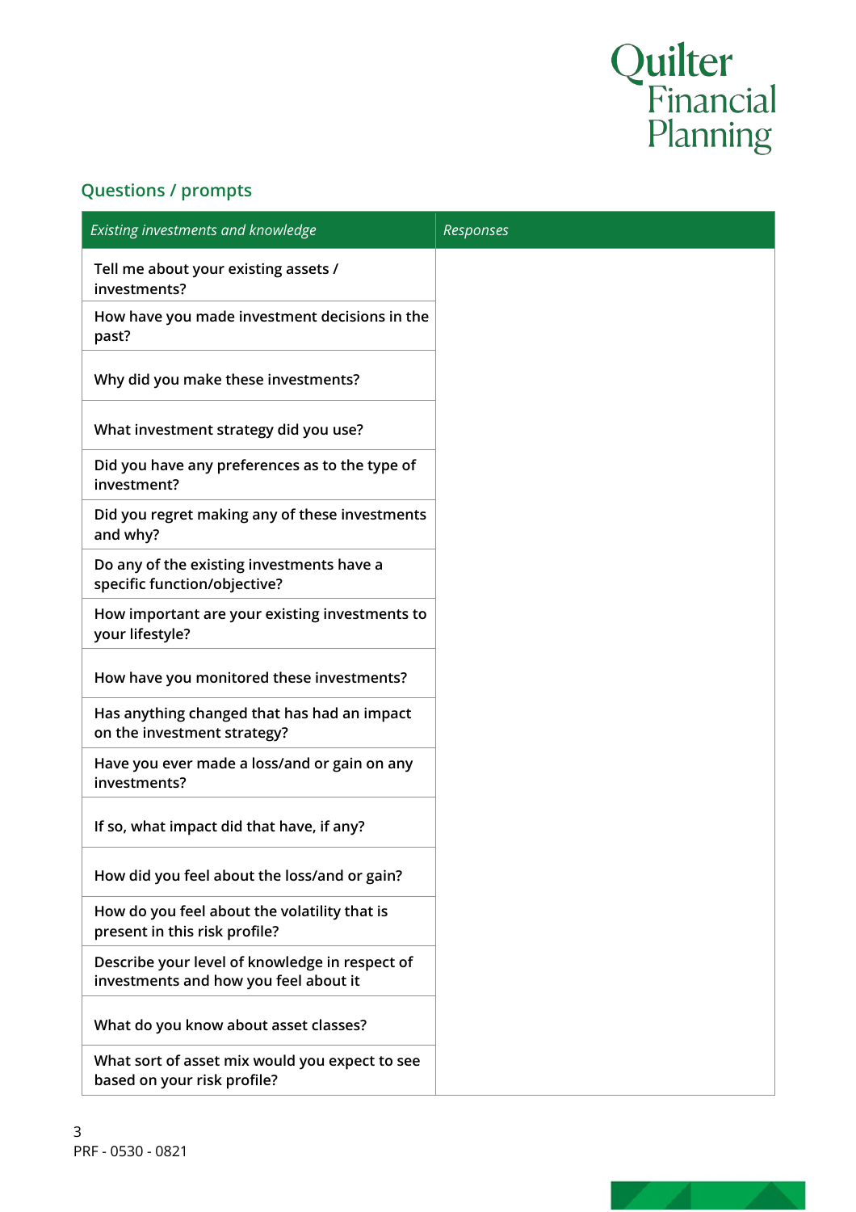## Questions / prompts

| *Existing investments and knowledge* | *Responses* |
|---|---|
| Tell me about your existing assets / investments? | |
| How have you made investment decisions in the past? | |
| Why did you make these investments? | |
| What investment strategy did you use? | |
| Did you have any preferences as to the type of investment? | |
| Did you regret making any of these investments and why? | |
| Do any of the existing investments have a specific function/objective? | |
| How important are your existing investments to your lifestyle? | |
| How have you monitored these investments? | |
| Has anything changed that has had an impact on the investment strategy? | |
| Have you ever made a loss/and or gain on any investments? | |
| If so, what impact did that have, if any? | |
| How did you feel about the loss/and or gain? | |
| How do you feel about the volatility that is present in this risk profile? | |
| Describe your level of knowledge in respect of investments and how you feel about it | |
| What do you know about asset classes? | |
| What sort of asset mix would you expect to see based on your risk profile? | |

PRF - 0530 - 0821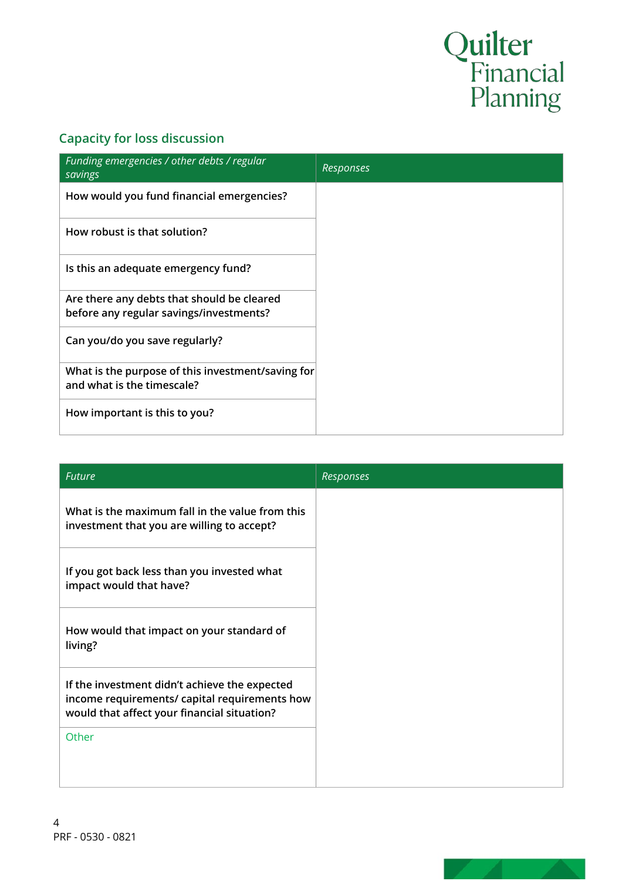## Capacity for loss discussion

| *Funding emergencies / other debts / regular savings* | *Responses* |
|---|---|
| How would you fund financial emergencies? | |
| How robust is that solution? | |
| Is this an adequate emergency fund? | |
| Are there any debts that should be cleared before any regular savings/investments? | |
| Can you/do you save regularly? | |
| What is the purpose of this investment/saving for and what is the timescale? | |
| How important is this to you? | |

| *Future* | *Responses* |
|---|---|
| What is the maximum fall in the value from this investment that you are willing to accept? | |
| If you got back less than you invested what impact would that have? | |
| How would that impact on your standard of living? | |
| If the investment didn't achieve the expected income requirements/ capital requirements how would that affect your financial situation? | |
| Other | |

PRF - 0530 - 0821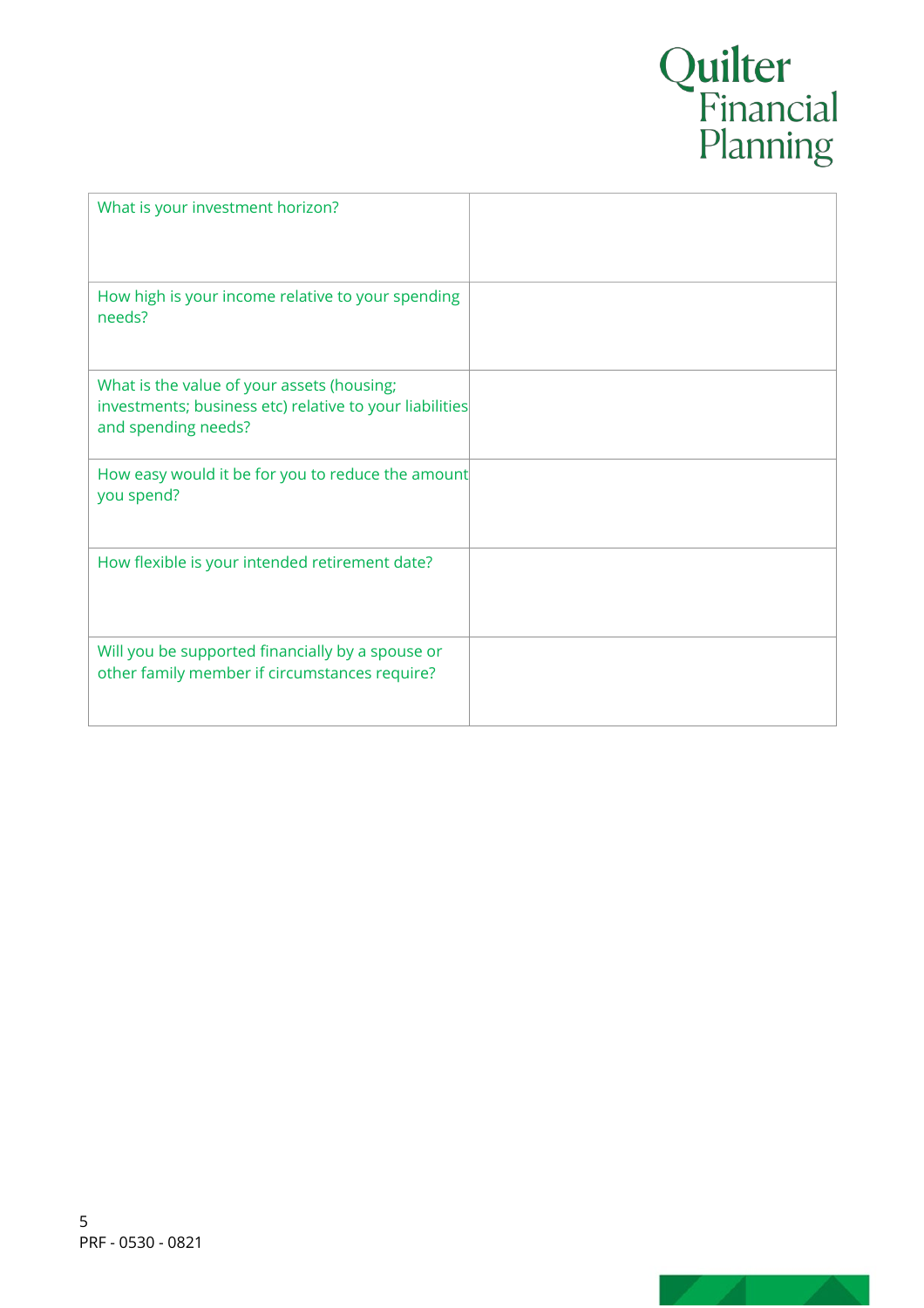| | |
|---|---|
| What is your investment horizon? | |
| How high is your income relative to your spending needs? | |
| What is the value of your assets (housing; investments; business etc) relative to your liabilities and spending needs? | |
| How easy would it be for you to reduce the amount you spend? | |
| How flexible is your intended retirement date? | |
| Will you be supported financially by a spouse or other family member if circumstances require? | |

PRF - 0530 - 0821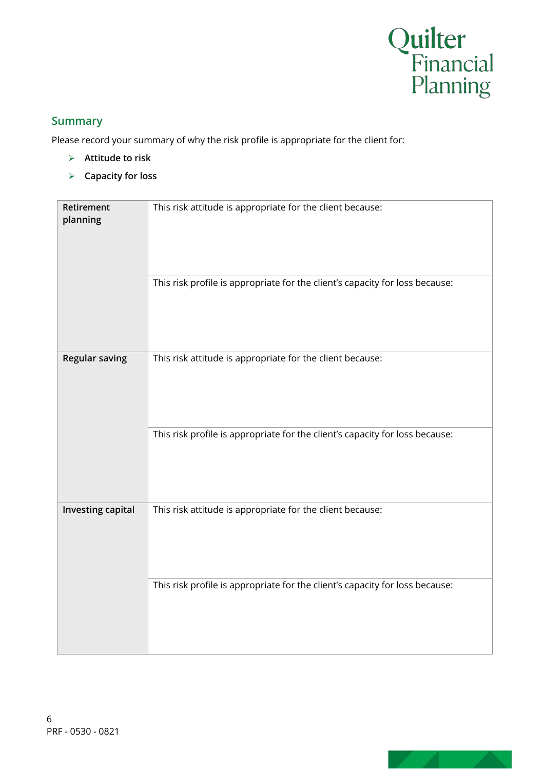## Summary

Please record your summary of why the risk profile is appropriate for the client for:

- **Attitude to risk**
- **Capacity for loss**

| | |
|---|---|
| **Retirement planning** | This risk attitude is appropriate for the client because: |
| | This risk profile is appropriate for the client's capacity for loss because: |
| **Regular saving** | This risk attitude is appropriate for the client because: |
| | This risk profile is appropriate for the client's capacity for loss because: |
| **Investing capital** | This risk attitude is appropriate for the client because: |
| | This risk profile is appropriate for the client's capacity for loss because: |

PRF - 0530 - 0821